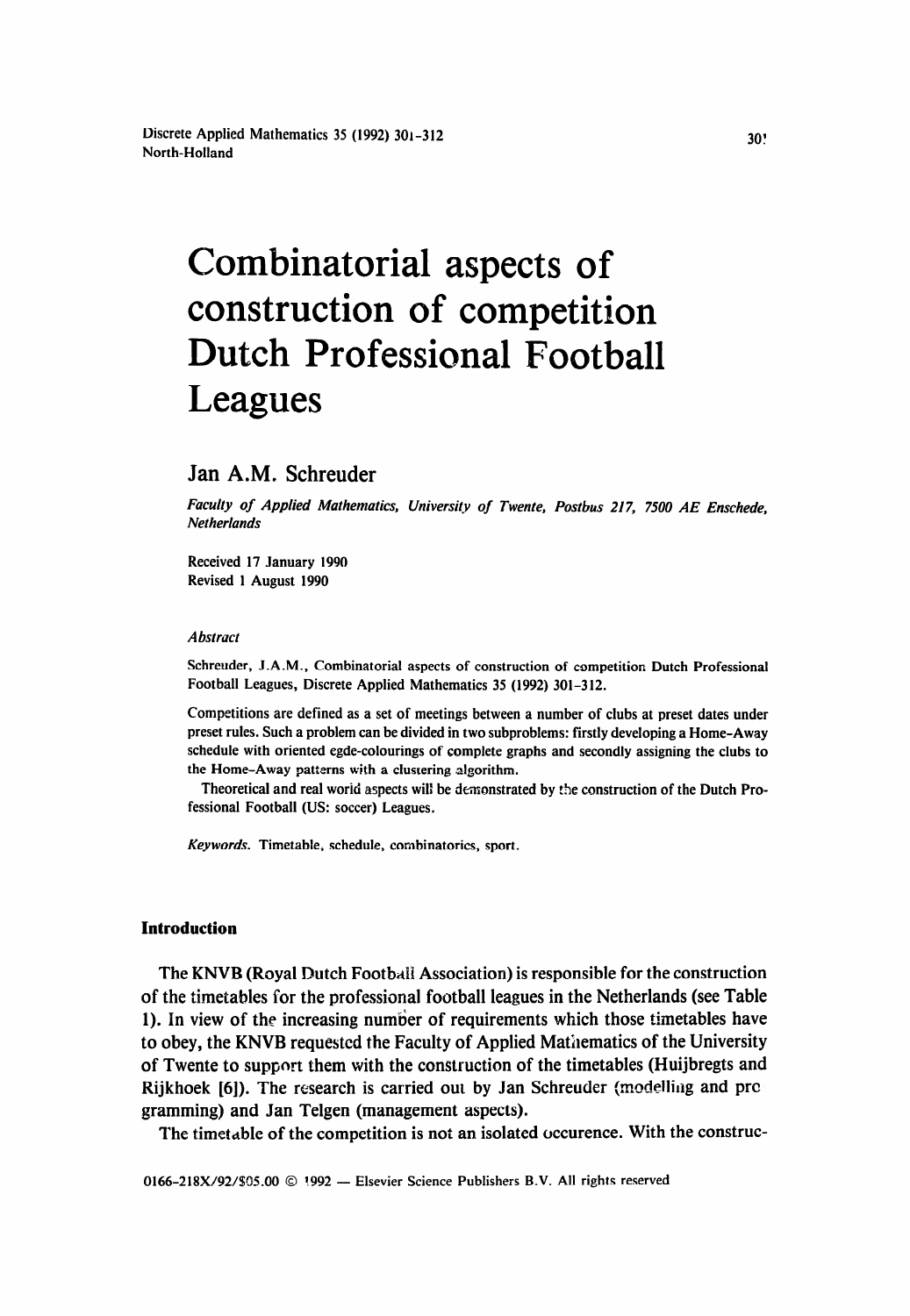# Combinatorial aspects of construction of competition Dutch Professional Football Leagues

## Jan A.M. Schreuder

*Faculty of Applied Mathematics, University of Twente, Postbus 217, 7500 AE Enschede, Netherlands*

Received 17 January 1990
Revised 1 August 1990

### *Abstract*

Schreuder, J.A.M., Combinatorial aspects of construction of competition Dutch Professional Football Leagues, Discrete Applied Mathematics 35 (1992) 301–312.

Competitions are defined as a set of meetings between a number of clubs at preset dates under preset rules. Such a problem can be divided in two subproblems: firstly developing a Home–Away schedule with oriented egde-colourings of complete graphs and secondly assigning the clubs to the Home–Away patterns with a clustering algorithm.

Theoretical and real world aspects will be demonstrated by the construction of the Dutch Professional Football (US: soccer) Leagues.

*Keywords.* Timetable, schedule, combinatorics, sport.

### Introduction

The KNVB (Royal Dutch Football Association) is responsible for the construction of the timetables for the professional football leagues in the Netherlands (see Table 1). In view of the increasing number of requirements which those timetables have to obey, the KNVB requested the Faculty of Applied Mathematics of the University of Twente to support them with the construction of the timetables (Huijbregts and Rijkhoek [6]). The research is carried out by Jan Schreuder (modelling and programming) and Jan Telgen (management aspects).

The timetable of the competition is not an isolated occurence. With the construc-

0166-218X/92/$05.00 © 1992 — Elsevier Science Publishers B.V. All rights reserved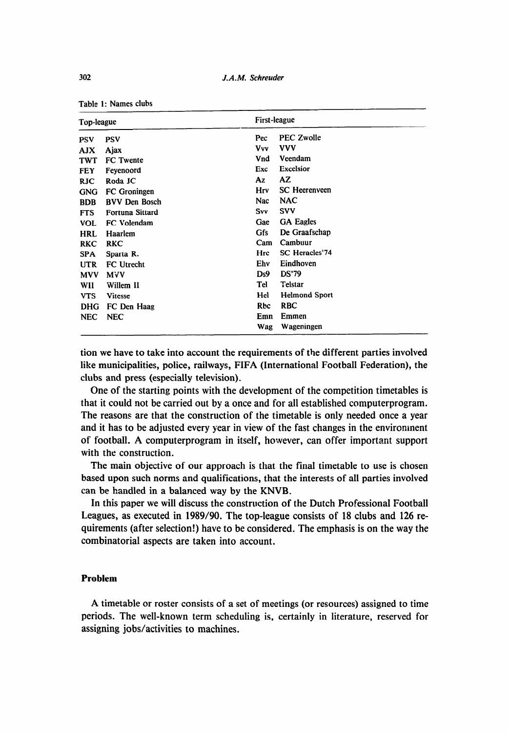Table 1: Names clubs

| Top-league | | First-league | |
|---|---|---|---|
| PSV | PSV | Pec | PEC Zwolle |
| AJX | Ajax | Vvv | VVV |
| TWT | FC Twente | Vnd | Veendam |
| FEY | Feyenoord | Exc | Excelsior |
| RJC | Roda JC | Az | AZ |
| GNG | FC Groningen | Hrv | SC Heerenveen |
| BDB | BVV Den Bosch | Nac | NAC |
| FTS | Fortuna Sittard | Svv | SVV |
| VOL | FC Volendam | Gae | GA Eagles |
| HRL | Haarlem | Gfs | De Graafschap |
| RKC | RKC | Cam | Cambuur |
| SPA | Sparta R. | Hrc | SC Heracles'74 |
| UTR | FC Utrecht | Ehv | Eindhoven |
| MVV | MVV | Ds9 | DS'79 |
| WII | Willem II | Tel | Telstar |
| VTS | Vitesse | Hel | Helmond Sport |
| DHG | FC Den Haag | Rbc | RBC |
| NEC | NEC | Emn | Emmen |
| | | Wag | Wageningen |

tion we have to take into account the requirements of the different parties involved like municipalities, police, railways, FIFA (International Football Federation), the clubs and press (especially television).

One of the starting points with the development of the competition timetables is that it could not be carried out by a once and for all established computerprogram. The reasons are that the construction of the timetable is only needed once a year and it has to be adjusted every year in view of the fast changes in the environment of football. A computerprogram in itself, however, can offer important support with the construction.

The main objective of our approach is that the final timetable to use is chosen based upon such norms and qualifications, that the interests of all parties involved can be handled in a balanced way by the KNVB.

In this paper we will discuss the construction of the Dutch Professional Football Leagues, as executed in 1989/90. The top-league consists of 18 clubs and 126 requirements (after selection!) have to be considered. The emphasis is on the way the combinatorial aspects are taken into account.

## Problem

A timetable or roster consists of a set of meetings (or resources) assigned to time periods. The well-known term scheduling is, certainly in literature, reserved for assigning jobs/activities to machines.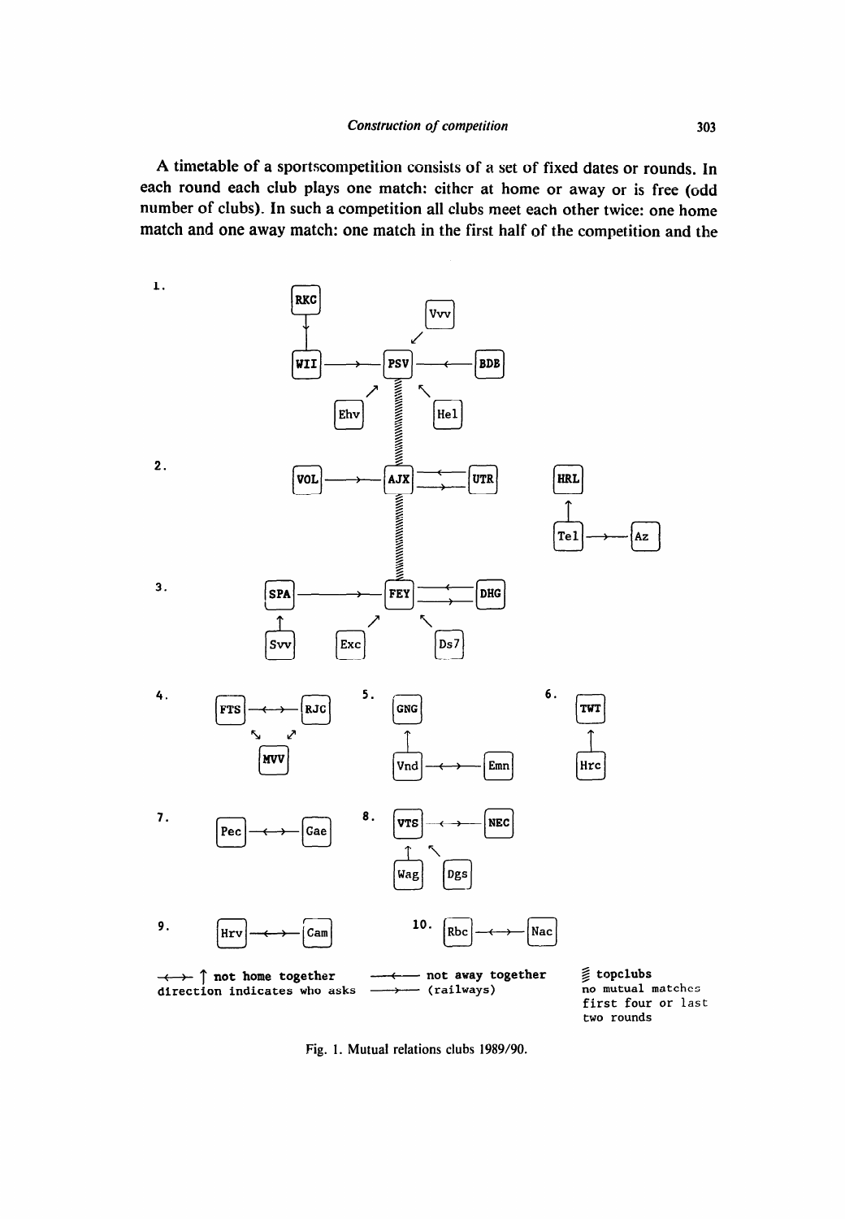A timetable of a sportscompetition consists of a set of fixed dates or rounds. In each round each club plays one match: either at home or away or is free (odd number of clubs). In such a competition all clubs meet each other twice: one home match and one away match: one match in the first half of the competition and the

Fig. 1. Mutual relations clubs 1989/90.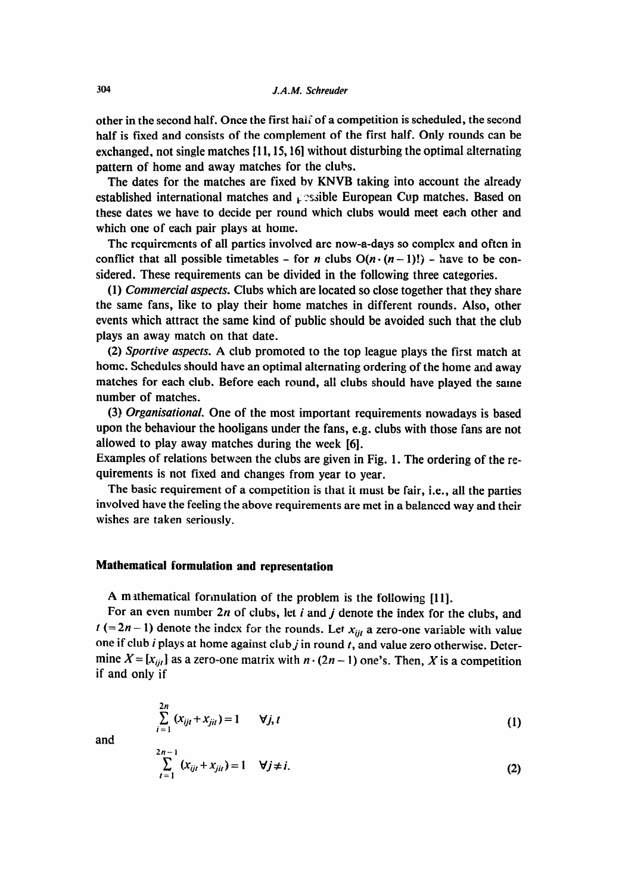other in the second half. Once the first half of a competition is scheduled, the second half is fixed and consists of the complement of the first half. Only rounds can be exchanged, not single matches [11, 15, 16] without disturbing the optimal alternating pattern of home and away matches for the clubs.

The dates for the matches are fixed by KNVB taking into account the already established international matches and possible European Cup matches. Based on these dates we have to decide per round which clubs would meet each other and which one of each pair plays at home.

The requirements of all parties involved are now-a-days so complex and often in conflict that all possible timetables – for $n$ clubs $O(n \cdot (n-1)!)$ – have to be considered. These requirements can be divided in the following three categories.

(1) *Commercial aspects.* Clubs which are located so close together that they share the same fans, like to play their home matches in different rounds. Also, other events which attract the same kind of public should be avoided such that the club plays an away match on that date.

(2) *Sportive aspects.* A club promoted to the top league plays the first match at home. Schedules should have an optimal alternating ordering of the home and away matches for each club. Before each round, all clubs should have played the same number of matches.

(3) *Organisational.* One of the most important requirements nowadays is based upon the behaviour the hooligans under the fans, e.g. clubs with those fans are not allowed to play away matches during the week [6].

Examples of relations between the clubs are given in Fig. 1. The ordering of the requirements is not fixed and changes from year to year.

The basic requirement of a competition is that it must be fair, i.e., all the parties involved have the feeling the above requirements are met in a balanced way and their wishes are taken seriously.

## Mathematical formulation and representation

A mathematical formulation of the problem is the following [11].

For an even number $2n$ of clubs, let $i$ and $j$ denote the index for the clubs, and $t$ $(=2n-1)$ denote the index for the rounds. Let $x_{ijt}$ a zero-one variable with value one if club $i$ plays at home against club $j$ in round $t$, and value zero otherwise. Determine $X=[x_{ijt}]$ as a zero-one matrix with $n \cdot (2n-1)$ one's. Then, $X$ is a competition if and only if

$$\sum_{i=1}^{2n} (x_{ijt} + x_{jit}) = 1 \qquad \forall j, t \tag{1}$$

and

$$\sum_{t=1}^{2n-1} (x_{ijt} + x_{jit}) = 1 \quad \forall j \neq i. \tag{2}$$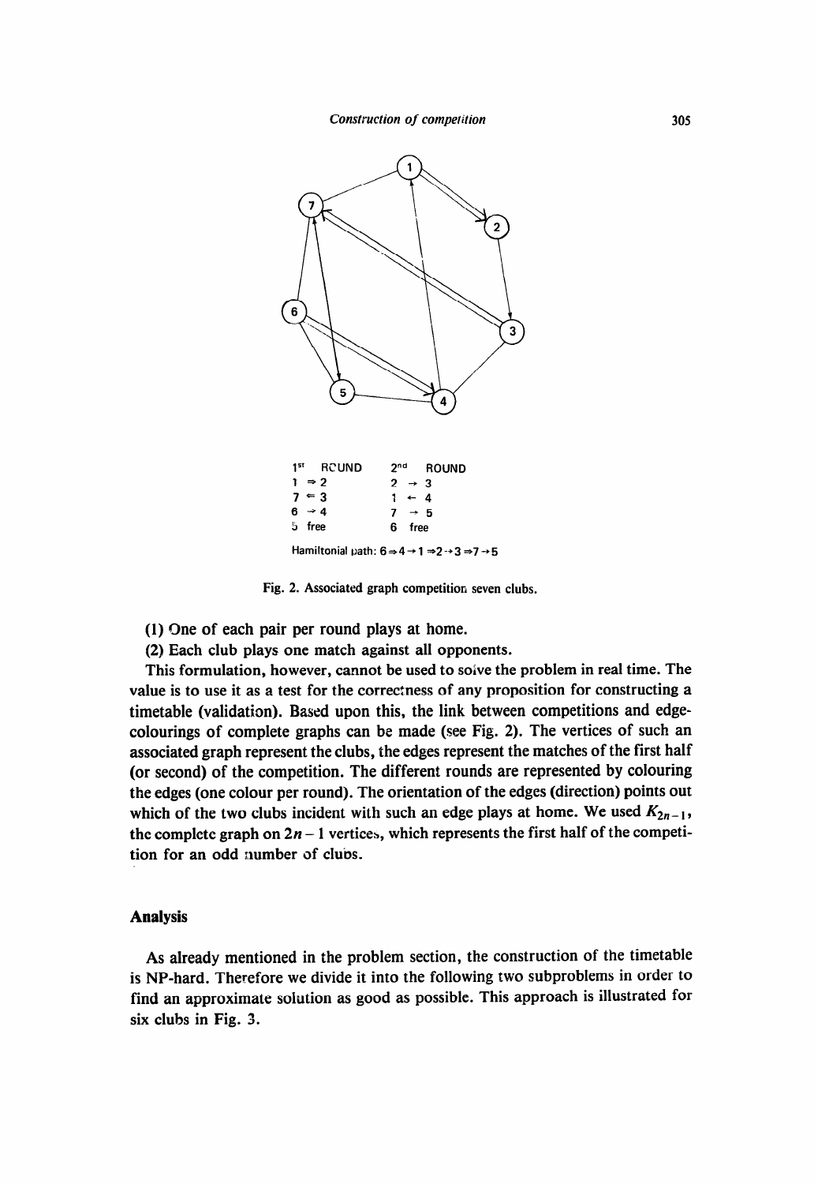| $1^{st}$ ROUND | $2^{nd}$ ROUND |
|---|---|
| 1 ⇒ 2 | 2 → 3 |
| 7 ⇐ 3 | 1 ← 4 |
| 6 → 4 | 7 → 5 |
| 5 free | 6 free |

Hamiltonial path: 6 ⇒ 4 → 1 ⇒ 2 → 3 ⇒ 7 → 5

Fig. 2. Associated graph competition seven clubs.

(1) One of each pair per round plays at home.

(2) Each club plays one match against all opponents.

This formulation, however, cannot be used to solve the problem in real time. The value is to use it as a test for the correctness of any proposition for constructing a timetable (validation). Based upon this, the link between competitions and edge-colourings of complete graphs can be made (see Fig. 2). The vertices of such an associated graph represent the clubs, the edges represent the matches of the first half (or second) of the competition. The different rounds are represented by colouring the edges (one colour per round). The orientation of the edges (direction) points out which of the two clubs incident with such an edge plays at home. We used $K_{2n-1}$, the complete graph on $2n - 1$ vertices, which represents the first half of the competition for an odd number of clubs.

## Analysis

As already mentioned in the problem section, the construction of the timetable is NP-hard. Therefore we divide it into the following two subproblems in order to find an approximate solution as good as possible. This approach is illustrated for six clubs in Fig. 3.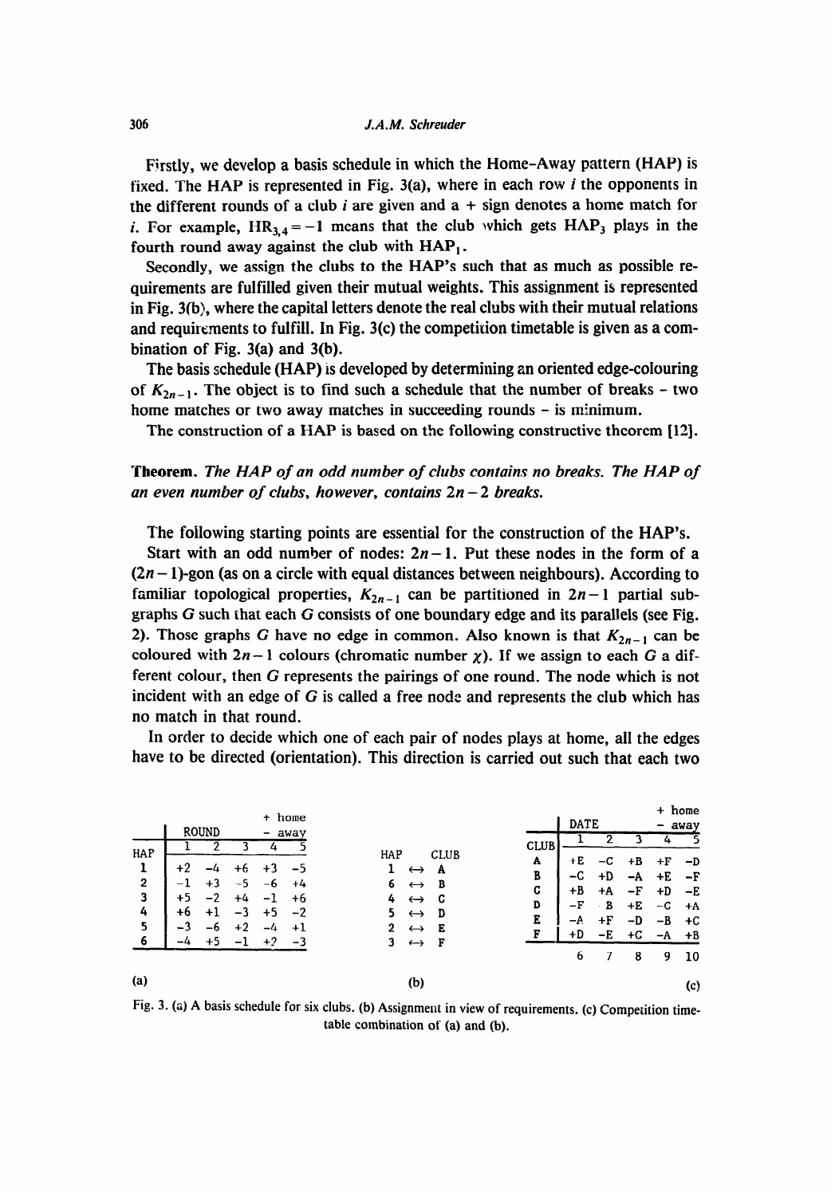Firstly, we develop a basis schedule in which the Home–Away pattern (HAP) is fixed. The HAP is represented in Fig. 3(a), where in each row $i$ the opponents in the different rounds of a club $i$ are given and a + sign denotes a home match for $i$. For example, $HR_{3,4} = -1$ means that the club which gets $HAP_3$ plays in the fourth round away against the club with $HAP_1$.

Secondly, we assign the clubs to the HAP's such that as much as possible requirements are fulfilled given their mutual weights. This assignment is represented in Fig. 3(b), where the capital letters denote the real clubs with their mutual relations and requirements to fulfill. In Fig. 3(c) the competition timetable is given as a combination of Fig. 3(a) and 3(b).

The basis schedule (HAP) is developed by determining an oriented edge-colouring of $K_{2n-1}$. The object is to find such a schedule that the number of breaks – two home matches or two away matches in succeeding rounds – is minimum.

The construction of a HAP is based on the following constructive theorem [12].

**Theorem.** *The HAP of an odd number of clubs contains no breaks. The HAP of an even number of clubs, however, contains $2n-2$ breaks.*

The following starting points are essential for the construction of the HAP's.

Start with an odd number of nodes: $2n-1$. Put these nodes in the form of a $(2n-1)$-gon (as on a circle with equal distances between neighbours). According to familiar topological properties, $K_{2n-1}$ can be partitioned in $2n-1$ partial subgraphs $G$ such that each $G$ consists of one boundary edge and its parallels (see Fig. 2). Those graphs $G$ have no edge in common. Also known is that $K_{2n-1}$ can be coloured with $2n-1$ colours (chromatic number $\chi$). If we assign to each $G$ a different colour, then $G$ represents the pairings of one round. The node which is not incident with an edge of $G$ is called a free node and represents the club which has no match in that round.

In order to decide which one of each pair of nodes plays at home, all the edges have to be directed (orientation). This direction is carried out such that each two

(a) + home, − away

| HAP | ROUND 1 | 2 | 3 | 4 | 5 |
|---|---|---|---|---|---|
| 1 | +2 | −4 | +6 | +3 | −5 |
| 2 | −1 | +3 | −5 | −6 | +4 |
| 3 | +5 | −2 | +4 | −1 | +6 |
| 4 | +6 | +1 | −3 | +5 | −2 |
| 5 | −3 | −6 | +2 | −4 | +1 |
| 6 | −4 | +5 | −1 | +2 | −3 |

(b)

| HAP | | CLUB |
|---|---|---|
| 1 | ↔ | A |
| 6 | ↔ | B |
| 4 | ↔ | C |
| 5 | ↔ | D |
| 2 | ↔ | E |
| 3 | ↔ | F |

(c) + home, − away

| CLUB | DATE 1 | 2 | 3 | 4 | 5 |
|---|---|---|---|---|---|
| A | +E | −C | +B | +F | −D |
| B | −C | +D | −A | +E | −F |
| C | +B | +A | −F | +D | −E |
| D | −F | −B | +E | −C | +A |
| E | −A | +F | −D | −B | +C |
| F | +D | −E | +C | −A | +B |
| | 6 | 7 | 8 | 9 | 10 |

Fig. 3. (a) A basis schedule for six clubs. (b) Assignment in view of requirements. (c) Competition timetable combination of (a) and (b).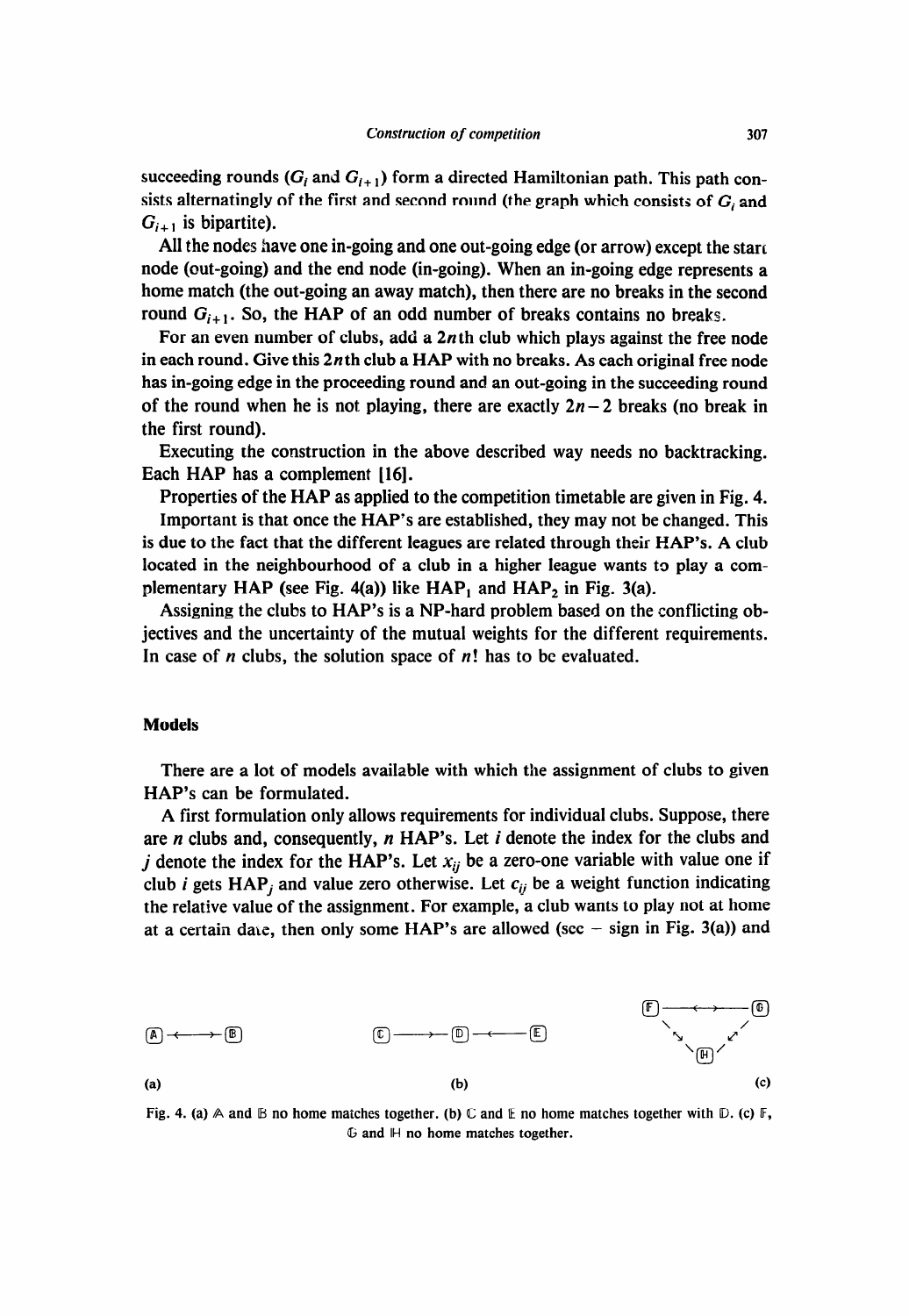succeeding rounds ($G_i$ and $G_{i+1}$) form a directed Hamiltonian path. This path consists alternatingly of the first and second round (the graph which consists of $G_i$ and $G_{i+1}$ is bipartite).

All the nodes have one in-going and one out-going edge (or arrow) except the start node (out-going) and the end node (in-going). When an in-going edge represents a home match (the out-going an away match), then there are no breaks in the second round $G_{i+1}$. So, the HAP of an odd number of breaks contains no breaks.

For an even number of clubs, add a $2n$th club which plays against the free node in each round. Give this $2n$th club a HAP with no breaks. As each original free node has in-going edge in the proceeding round and an out-going in the succeeding round of the round when he is not playing, there are exactly $2n-2$ breaks (no break in the first round).

Executing the construction in the above described way needs no backtracking. Each HAP has a complement [16].

Properties of the HAP as applied to the competition timetable are given in Fig. 4.

Important is that once the HAP's are established, they may not be changed. This is due to the fact that the different leagues are related through their HAP's. A club located in the neighbourhood of a club in a higher league wants to play a complementary HAP (see Fig. 4(a)) like $\text{HAP}_1$ and $\text{HAP}_2$ in Fig. 3(a).

Assigning the clubs to HAP's is a NP-hard problem based on the conflicting objectives and the uncertainty of the mutual weights for the different requirements. In case of $n$ clubs, the solution space of $n!$ has to be evaluated.

## Models

There are a lot of models available with which the assignment of clubs to given HAP's can be formulated.

A first formulation only allows requirements for individual clubs. Suppose, there are $n$ clubs and, consequently, $n$ HAP's. Let $i$ denote the index for the clubs and $j$ denote the index for the HAP's. Let $x_{ij}$ be a zero-one variable with value one if club $i$ gets $\text{HAP}_j$ and value zero otherwise. Let $c_{ij}$ be a weight function indicating the relative value of the assignment. For example, a club wants to play not at home at a certain date, then only some HAP's are allowed (see – sign in Fig. 3(a)) and

Fig. 4. (a) A and B no home matches together. (b) C and E no home matches together with D. (c) F, G and H no home matches together.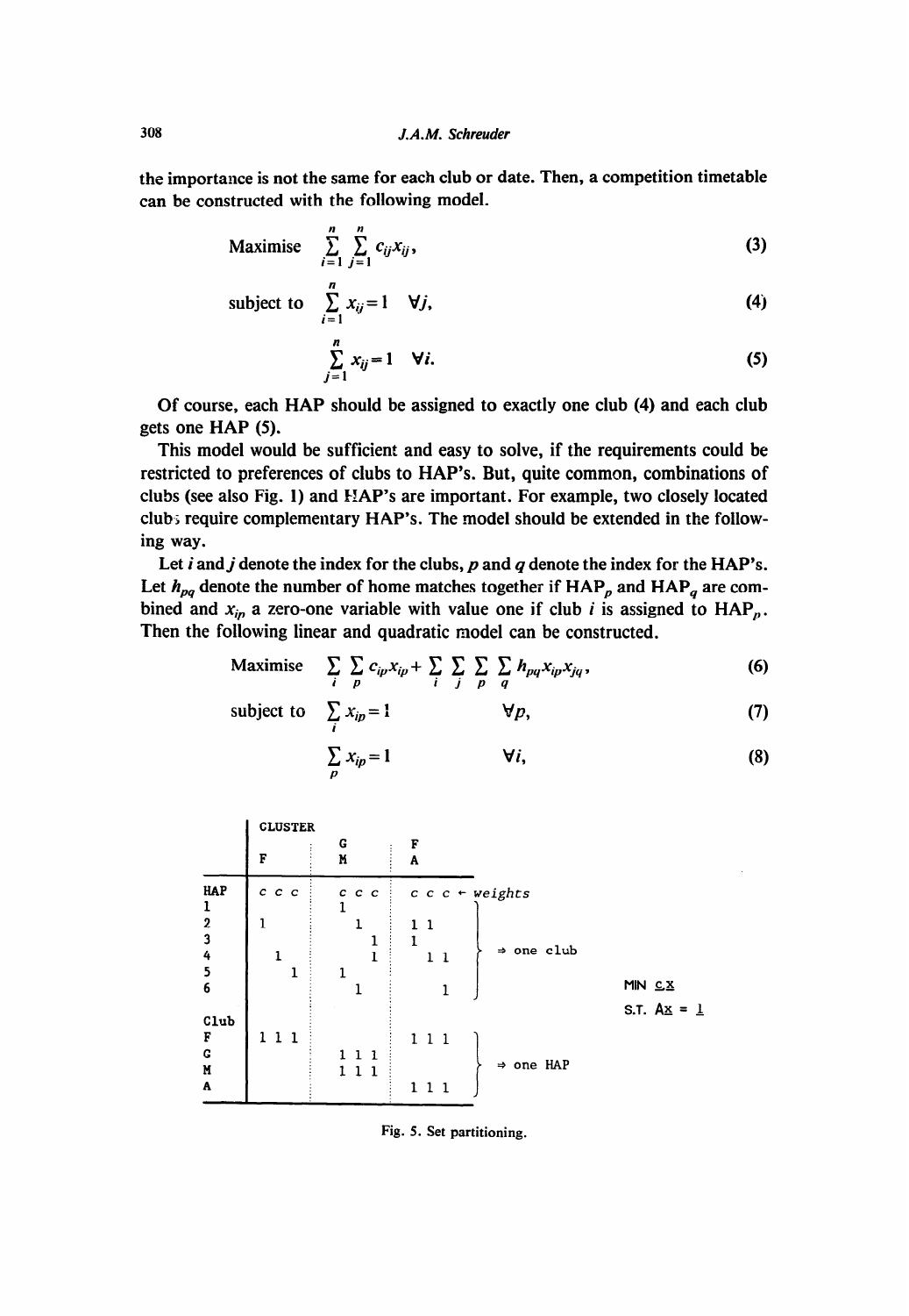the importance is not the same for each club or date. Then, a competition timetable can be constructed with the following model.

$$\text{Maximise} \quad \sum_{i=1}^{n} \sum_{j=1}^{n} c_{ij} x_{ij}, \tag{3}$$

$$\text{subject to} \quad \sum_{i=1}^{n} x_{ij} = 1 \quad \forall j, \tag{4}$$

$$\sum_{j=1}^{n} x_{ij} = 1 \quad \forall i. \tag{5}$$

Of course, each HAP should be assigned to exactly one club (4) and each club gets one HAP (5).

This model would be sufficient and easy to solve, if the requirements could be restricted to preferences of clubs to HAP's. But, quite common, combinations of clubs (see also Fig. 1) and HAP's are important. For example, two closely located clubs require complementary HAP's. The model should be extended in the following way.

Let $i$ and $j$ denote the index for the clubs, $p$ and $q$ denote the index for the HAP's. Let $h_{pq}$ denote the number of home matches together if $\text{HAP}_p$ and $\text{HAP}_q$ are combined and $x_{ip}$ a zero-one variable with value one if club $i$ is assigned to $\text{HAP}_p$. Then the following linear and quadratic model can be constructed.

$$\text{Maximise} \quad \sum_{i} \sum_{p} c_{ip} x_{ip} + \sum_{i} \sum_{j} \sum_{p} \sum_{q} h_{pq} x_{ip} x_{jq}, \tag{6}$$

$$\text{subject to} \quad \sum_{i} x_{ip} = 1 \qquad \forall p, \tag{7}$$

$$\sum_{p} x_{ip} = 1 \qquad \forall i, \tag{8}$$

| | CLUSTER F | | | G M | | | F A | | | |
|---|---|---|---|---|---|---|---|---|---|---|
| HAP | c | c | c | c | c | c | c | c | c | ← weights |
| 1 | | | | 1 | | | | | | ⇒ one club |
| 2 | 1 | | | | 1 | | 1 | 1 | | |
| 3 | | | | | | 1 | 1 | | | |
| 4 | | 1 | | | | 1 | | 1 | 1 | |
| 5 | | | 1 | 1 | | | | | | |
| 6 | | | | | 1 | | | | 1 | |
| Club | | | | | | | | | | |
| F | 1 | 1 | 1 | | | | 1 | 1 | 1 | ⇒ one HAP |
| G | | | | 1 | 1 | 1 | | | | |
| M | | | | 1 | 1 | 1 | | | | |
| A | | | | | | | 1 | 1 | 1 | |

MIN $\underline{c}\underline{x}$

S.T. $A\underline{x} = \underline{1}$

Fig. 5. Set partitioning.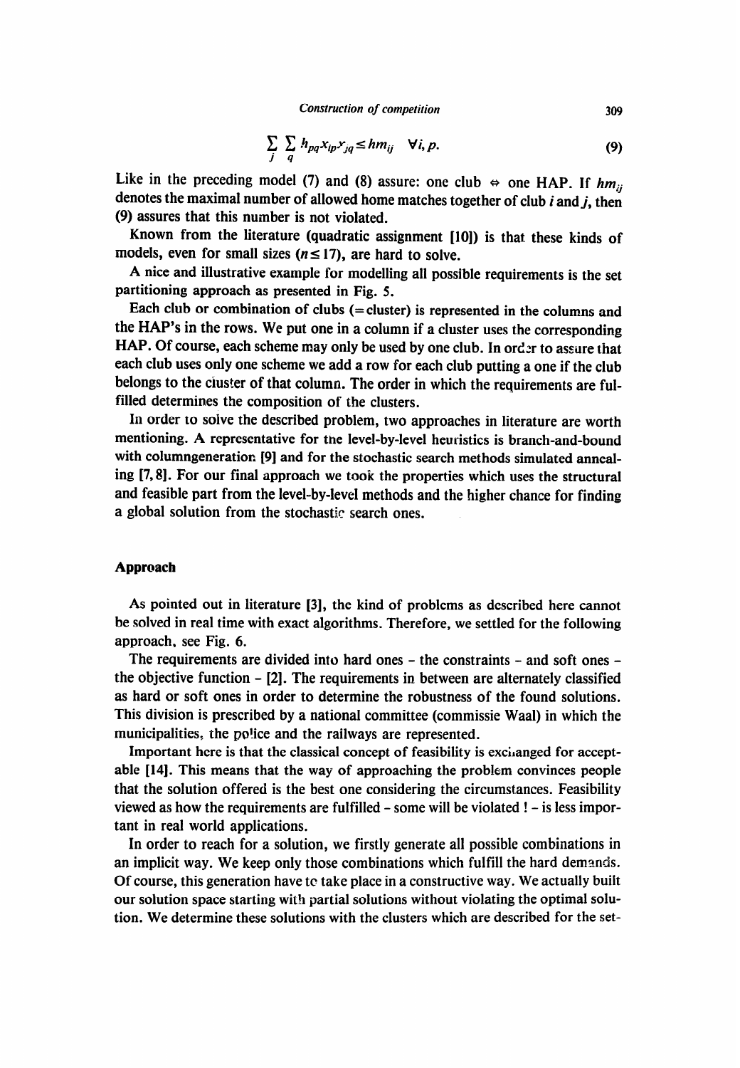$$\sum_{j} \sum_{q} h_{pq} x_{ip} y_{jq} \leq hm_{ij} \quad \forall i, p. \tag{9}$$

Like in the preceding model (7) and (8) assure: one club $\Leftrightarrow$ one HAP. If $hm_{ij}$ denotes the maximal number of allowed home matches together of club $i$ and $j$, then (9) assures that this number is not violated.

Known from the literature (quadratic assignment [10]) is that these kinds of models, even for small sizes ($n \leq 17$), are hard to solve.

A nice and illustrative example for modelling all possible requirements is the set partitioning approach as presented in Fig. 5.

Each club or combination of clubs (= cluster) is represented in the columns and the HAP's in the rows. We put one in a column if a cluster uses the corresponding HAP. Of course, each scheme may only be used by one club. In order to assure that each club uses only one scheme we add a row for each club putting a one if the club belongs to the cluster of that column. The order in which the requirements are fulfilled determines the composition of the clusters.

In order to solve the described problem, two approaches in literature are worth mentioning. A representative for the level-by-level heuristics is branch-and-bound with columngeneration [9] and for the stochastic search methods simulated annealing [7, 8]. For our final approach we took the properties which uses the structural and feasible part from the level-by-level methods and the higher chance for finding a global solution from the stochastic search ones.

## Approach

As pointed out in literature [3], the kind of problems as described here cannot be solved in real time with exact algorithms. Therefore, we settled for the following approach, see Fig. 6.

The requirements are divided into hard ones - the constraints - and soft ones - the objective function - [2]. The requirements in between are alternately classified as hard or soft ones in order to determine the robustness of the found solutions. This division is prescribed by a national committee (commissie Waal) in which the municipalities, the police and the railways are represented.

Important here is that the classical concept of feasibility is exchanged for acceptable [14]. This means that the way of approaching the problem convinces people that the solution offered is the best one considering the circumstances. Feasibility viewed as how the requirements are fulfilled - some will be violated ! - is less important in real world applications.

In order to reach for a solution, we firstly generate all possible combinations in an implicit way. We keep only those combinations which fulfill the hard demands. Of course, this generation have to take place in a constructive way. We actually built our solution space starting with partial solutions without violating the optimal solution. We determine these solutions with the clusters which are described for the set-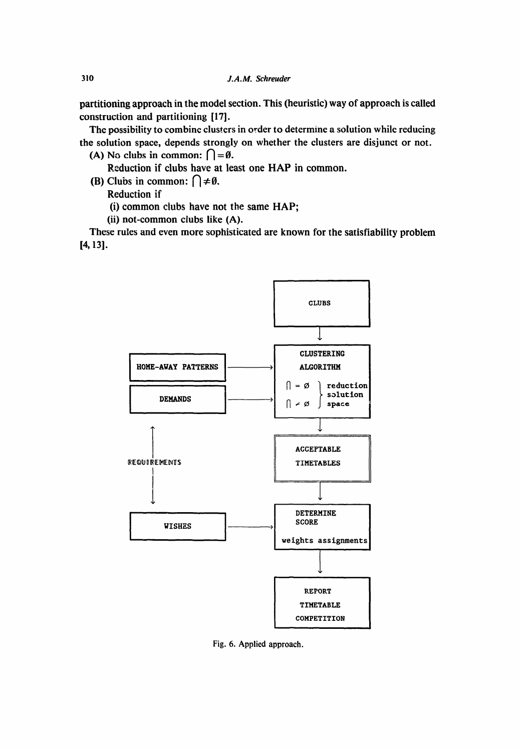partitioning approach in the model section. This (heuristic) way of approach is called construction and partitioning [17].

The possibility to combine clusters in order to determine a solution while reducing the solution space, depends strongly on whether the clusters are disjunct or not.

(A) No clubs in common: $\bigcap = \emptyset$.

Reduction if clubs have at least one HAP in common.

(B) Clubs in common: $\bigcap \neq \emptyset$.

Reduction if

(i) common clubs have not the same HAP;

(ii) not-common clubs like (A).

These rules and even more sophisticated are known for the satisfiability problem [4, 13].

```
                                              CLUBS
                                                |
                                                v
  HOME-AWAY PATTERNS  ------------->    CLUSTERING ALGORITHM
                                        ∩ = ∅  } reduction
  DEMANDS             ------------->    ∩ ≠ ∅  } solution space
                                                |
      ^                                         v
      |                                 ACCEPTABLE TIMETABLES
  REQUIREMENTS                                  |
      |                                         v
      v
  WISHES              ------------->    DETERMINE SCORE
                                        weights assignments
                                                |
                                                v
                                        REPORT TIMETABLE COMPETITION
```

Fig. 6. Applied approach.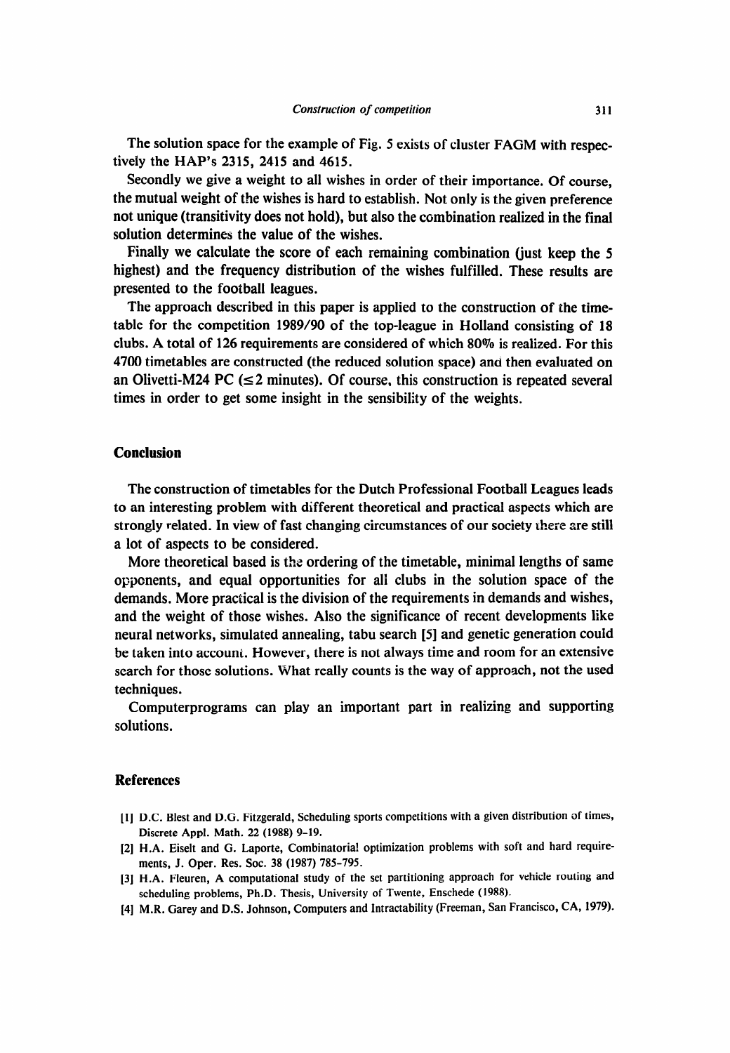The solution space for the example of Fig. 5 exists of cluster FAGM with respectively the HAP's 2315, 2415 and 4615.

Secondly we give a weight to all wishes in order of their importance. Of course, the mutual weight of the wishes is hard to establish. Not only is the given preference not unique (transitivity does not hold), but also the combination realized in the final solution determines the value of the wishes.

Finally we calculate the score of each remaining combination (just keep the 5 highest) and the frequency distribution of the wishes fulfilled. These results are presented to the football leagues.

The approach described in this paper is applied to the construction of the timetable for the competition 1989/90 of the top-league in Holland consisting of 18 clubs. A total of 126 requirements are considered of which 80% is realized. For this 4700 timetables are constructed (the reduced solution space) and then evaluated on an Olivetti-M24 PC ($\leq 2$ minutes). Of course, this construction is repeated several times in order to get some insight in the sensibility of the weights.

## Conclusion

The construction of timetables for the Dutch Professional Football Leagues leads to an interesting problem with different theoretical and practical aspects which are strongly related. In view of fast changing circumstances of our society there are still a lot of aspects to be considered.

More theoretical based is the ordering of the timetable, minimal lengths of same opponents, and equal opportunities for all clubs in the solution space of the demands. More practical is the division of the requirements in demands and wishes, and the weight of those wishes. Also the significance of recent developments like neural networks, simulated annealing, tabu search [5] and genetic generation could be taken into account. However, there is not always time and room for an extensive search for those solutions. What really counts is the way of approach, not the used techniques.

Computerprograms can play an important part in realizing and supporting solutions.

## References

[1] D.C. Blest and D.G. Fitzgerald, Scheduling sports competitions with a given distribution of times, Discrete Appl. Math. 22 (1988) 9-19.

[2] H.A. Eiselt and G. Laporte, Combinatorial optimization problems with soft and hard requirements, J. Oper. Res. Soc. 38 (1987) 785-795.

[3] H.A. Fleuren, A computational study of the set partitioning approach for vehicle routing and scheduling problems, Ph.D. Thesis, University of Twente, Enschede (1988).

[4] M.R. Garey and D.S. Johnson, Computers and Intractability (Freeman, San Francisco, CA, 1979).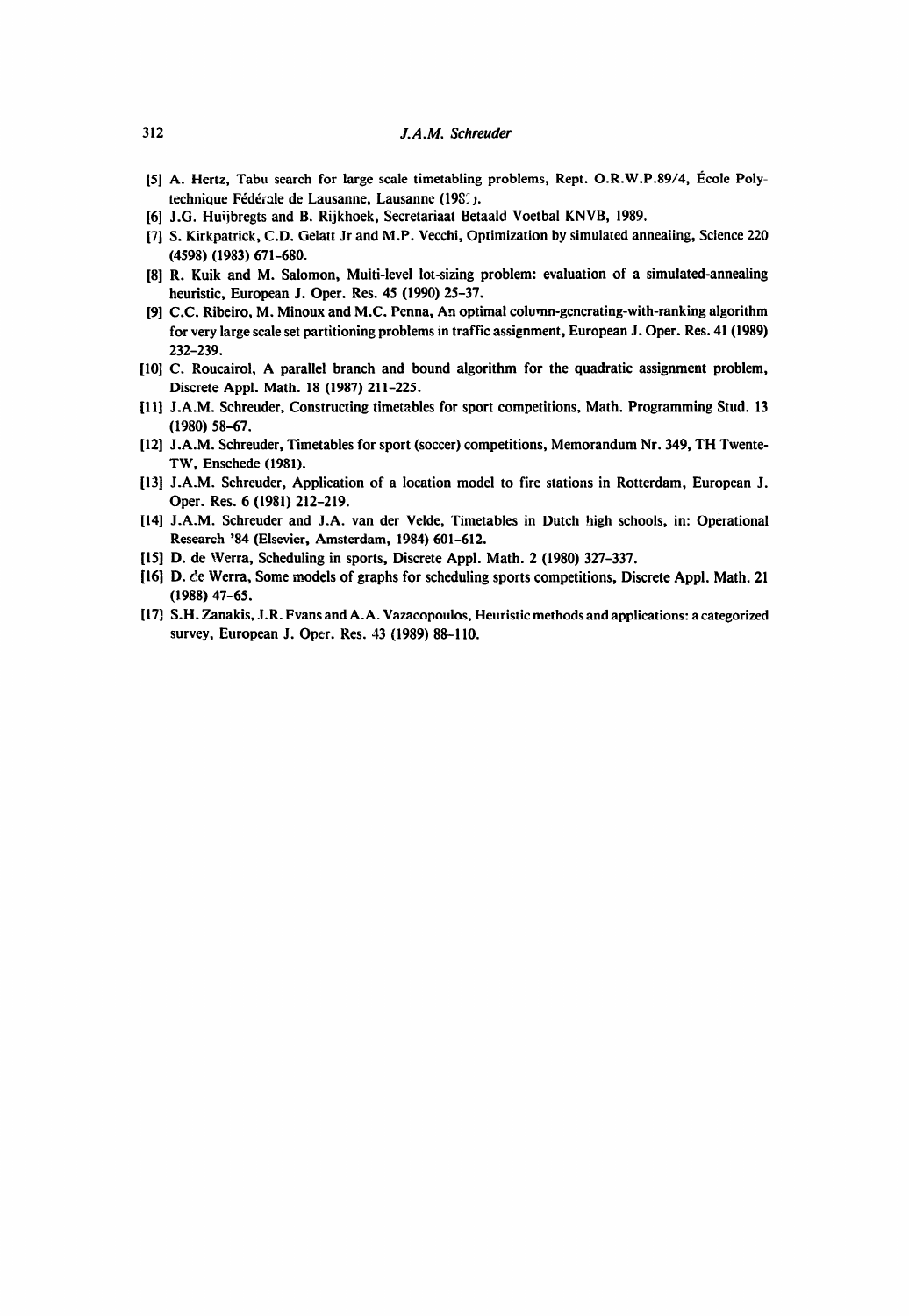[5] A. Hertz, Tabu search for large scale timetabling problems, Rept. O.R.W.P.89/4, École Polytechnique Fédérale de Lausanne, Lausanne (198 ).

[6] J.G. Huijbregts and B. Rijkhoek, Secretariaat Betaald Voetbal KNVB, 1989.

[7] S. Kirkpatrick, C.D. Gelatt Jr and M.P. Vecchi, Optimization by simulated annealing, Science 220 (4598) (1983) 671–680.

[8] R. Kuik and M. Salomon, Multi-level lot-sizing problem: evaluation of a simulated-annealing heuristic, European J. Oper. Res. 45 (1990) 25–37.

[9] C.C. Ribeiro, M. Minoux and M.C. Penna, An optimal column-generating-with-ranking algorithm for very large scale set partitioning problems in traffic assignment, European J. Oper. Res. 41 (1989) 232–239.

[10] C. Roucairol, A parallel branch and bound algorithm for the quadratic assignment problem, Discrete Appl. Math. 18 (1987) 211–225.

[11] J.A.M. Schreuder, Constructing timetables for sport competitions, Math. Programming Stud. 13 (1980) 58–67.

[12] J.A.M. Schreuder, Timetables for sport (soccer) competitions, Memorandum Nr. 349, TH Twente-TW, Enschede (1981).

[13] J.A.M. Schreuder, Application of a location model to fire stations in Rotterdam, European J. Oper. Res. 6 (1981) 212–219.

[14] J.A.M. Schreuder and J.A. van der Velde, Timetables in Dutch high schools, in: Operational Research '84 (Elsevier, Amsterdam, 1984) 601–612.

[15] D. de Werra, Scheduling in sports, Discrete Appl. Math. 2 (1980) 327–337.

[16] D. de Werra, Some models of graphs for scheduling sports competitions, Discrete Appl. Math. 21 (1988) 47–65.

[17] S.H. Zanakis, J.R. Evans and A.A. Vazacopoulos, Heuristic methods and applications: a categorized survey, European J. Oper. Res. 43 (1989) 88–110.